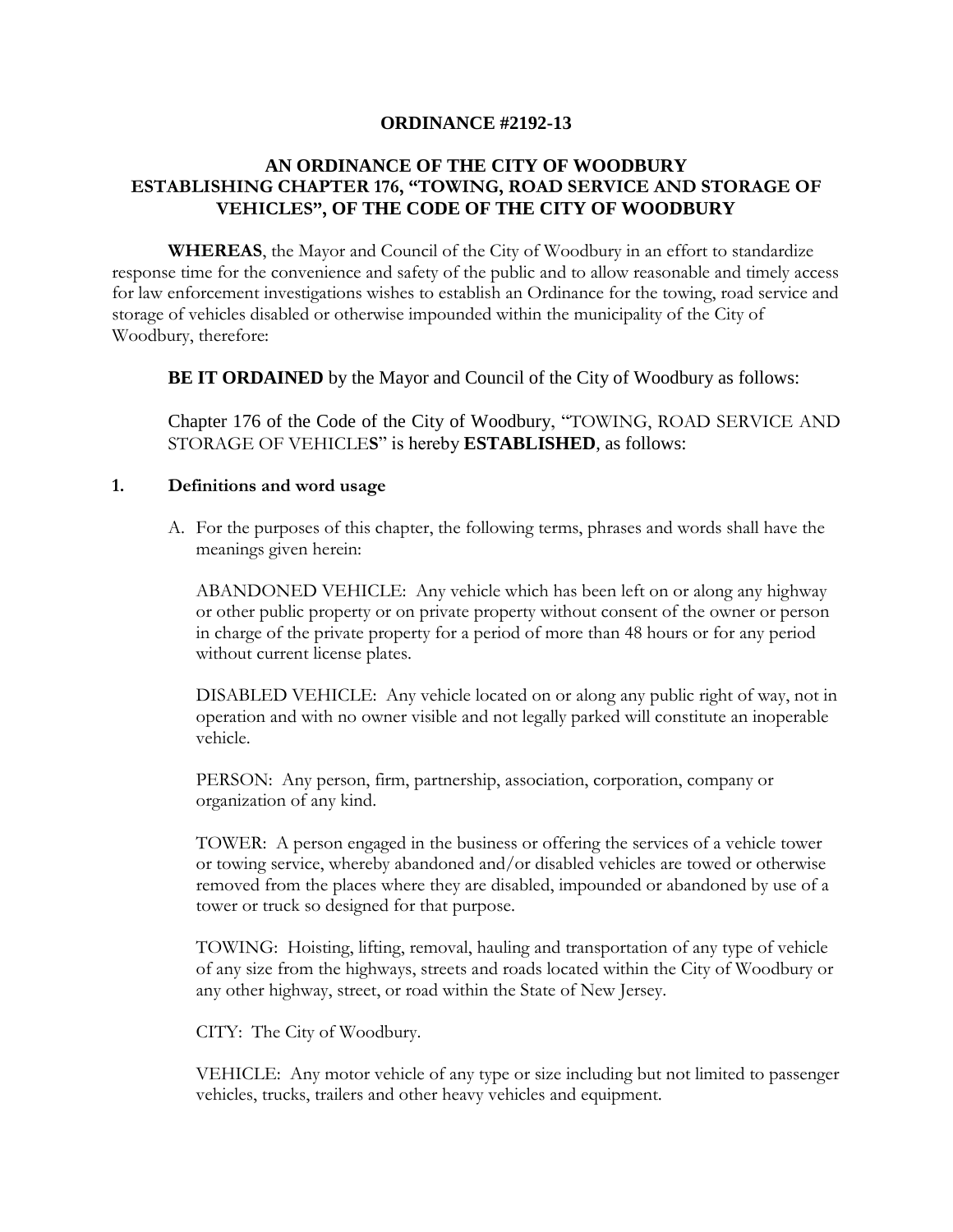# ORDINANCE #2192-13

## AN ORDINANCE OF THE CITY OF WOODBURY ESTABLISHING CHAPTER 176, "TOWING, ROAD SERVICE AND STORAGE OF VEHICLES", OF THE CODE OF THE CITY OF WOODBURY

**WHEREAS**, the Mayor and Council of the City of Woodbury in an effort to standardize response time for the convenience and safety of the public and to allow reasonable and timely access for law enforcement investigations wishes to establish an Ordinance for the towing, road service and storage of vehicles disabled or otherwise impounded within the municipality of the City of Woodbury, therefore:

**BE IT ORDAINED** by the Mayor and Council of the City of Woodbury as follows:

Chapter 176 of the Code of the City of Woodbury, "TOWING, ROAD SERVICE AND STORAGE OF VEHICLE**S**" is hereby **ESTABLISHED**, as follows:

**1. Definitions and word usage**

A. For the purposes of this chapter, the following terms, phrases and words shall have the meanings given herein:

ABANDONED VEHICLE: Any vehicle which has been left on or along any highway or other public property or on private property without consent of the owner or person in charge of the private property for a period of more than 48 hours or for any period without current license plates.

DISABLED VEHICLE: Any vehicle located on or along any public right of way, not in operation and with no owner visible and not legally parked will constitute an inoperable vehicle.

PERSON: Any person, firm, partnership, association, corporation, company or organization of any kind.

TOWER: A person engaged in the business or offering the services of a vehicle tower or towing service, whereby abandoned and/or disabled vehicles are towed or otherwise removed from the places where they are disabled, impounded or abandoned by use of a tower or truck so designed for that purpose.

TOWING: Hoisting, lifting, removal, hauling and transportation of any type of vehicle of any size from the highways, streets and roads located within the City of Woodbury or any other highway, street, or road within the State of New Jersey.

CITY: The City of Woodbury.

VEHICLE: Any motor vehicle of any type or size including but not limited to passenger vehicles, trucks, trailers and other heavy vehicles and equipment.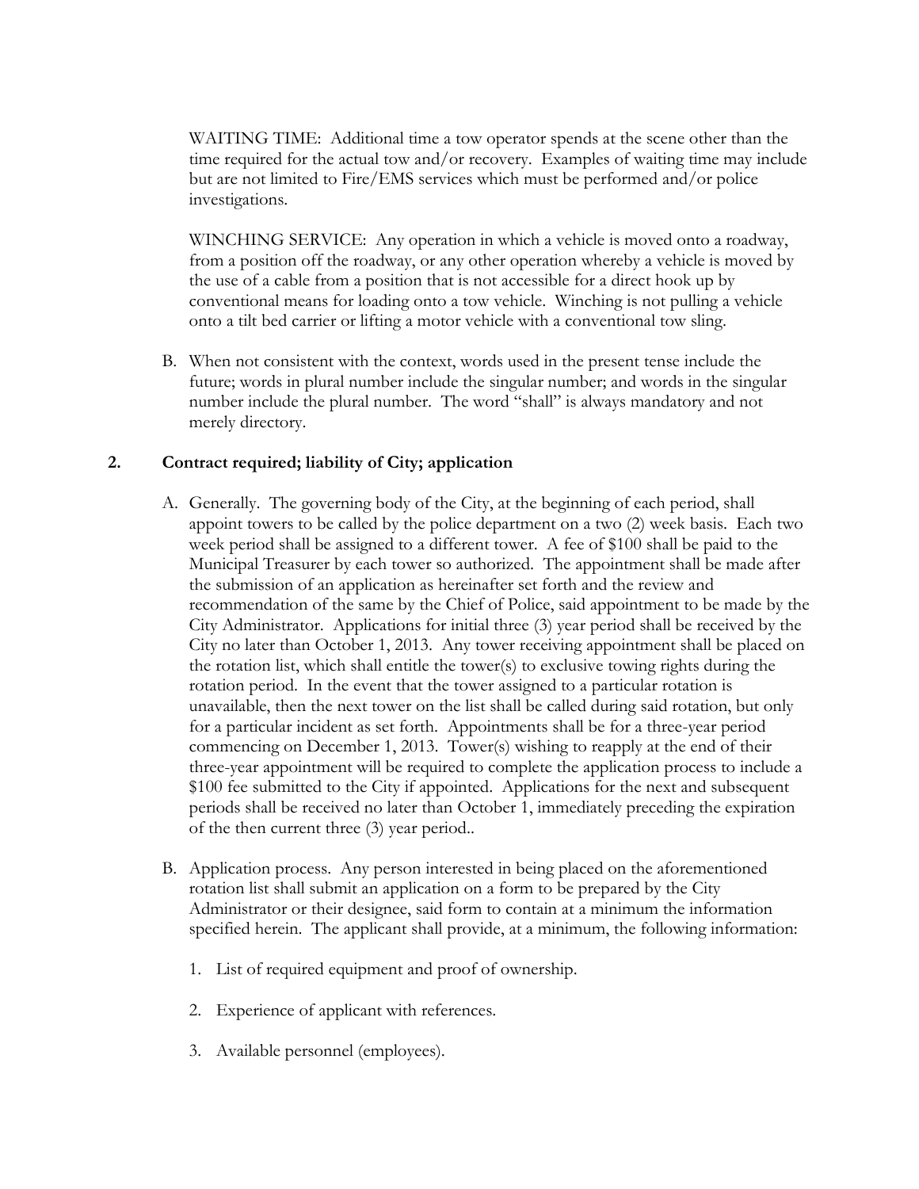WAITING TIME: Additional time a tow operator spends at the scene other than the time required for the actual tow and/or recovery. Examples of waiting time may include but are not limited to Fire/EMS services which must be performed and/or police investigations.

WINCHING SERVICE: Any operation in which a vehicle is moved onto a roadway, from a position off the roadway, or any other operation whereby a vehicle is moved by the use of a cable from a position that is not accessible for a direct hook up by conventional means for loading onto a tow vehicle. Winching is not pulling a vehicle onto a tilt bed carrier or lifting a motor vehicle with a conventional tow sling.

B. When not consistent with the context, words used in the present tense include the future; words in plural number include the singular number; and words in the singular number include the plural number. The word "shall" is always mandatory and not merely directory.

## 2. Contract required; liability of City; application

A. Generally. The governing body of the City, at the beginning of each period, shall appoint towers to be called by the police department on a two (2) week basis. Each two week period shall be assigned to a different tower. A fee of $100 shall be paid to the Municipal Treasurer by each tower so authorized. The appointment shall be made after the submission of an application as hereinafter set forth and the review and recommendation of the same by the Chief of Police, said appointment to be made by the City Administrator. Applications for initial three (3) year period shall be received by the City no later than October 1, 2013. Any tower receiving appointment shall be placed on the rotation list, which shall entitle the tower(s) to exclusive towing rights during the rotation period. In the event that the tower assigned to a particular rotation is unavailable, then the next tower on the list shall be called during said rotation, but only for a particular incident as set forth. Appointments shall be for a three-year period commencing on December 1, 2013. Tower(s) wishing to reapply at the end of their three-year appointment will be required to complete the application process to include a $100 fee submitted to the City if appointed. Applications for the next and subsequent periods shall be received no later than October 1, immediately preceding the expiration of the then current three (3) year period..

B. Application process. Any person interested in being placed on the aforementioned rotation list shall submit an application on a form to be prepared by the City Administrator or their designee, said form to contain at a minimum the information specified herein. The applicant shall provide, at a minimum, the following information:

1. List of required equipment and proof of ownership.

2. Experience of applicant with references.

3. Available personnel (employees).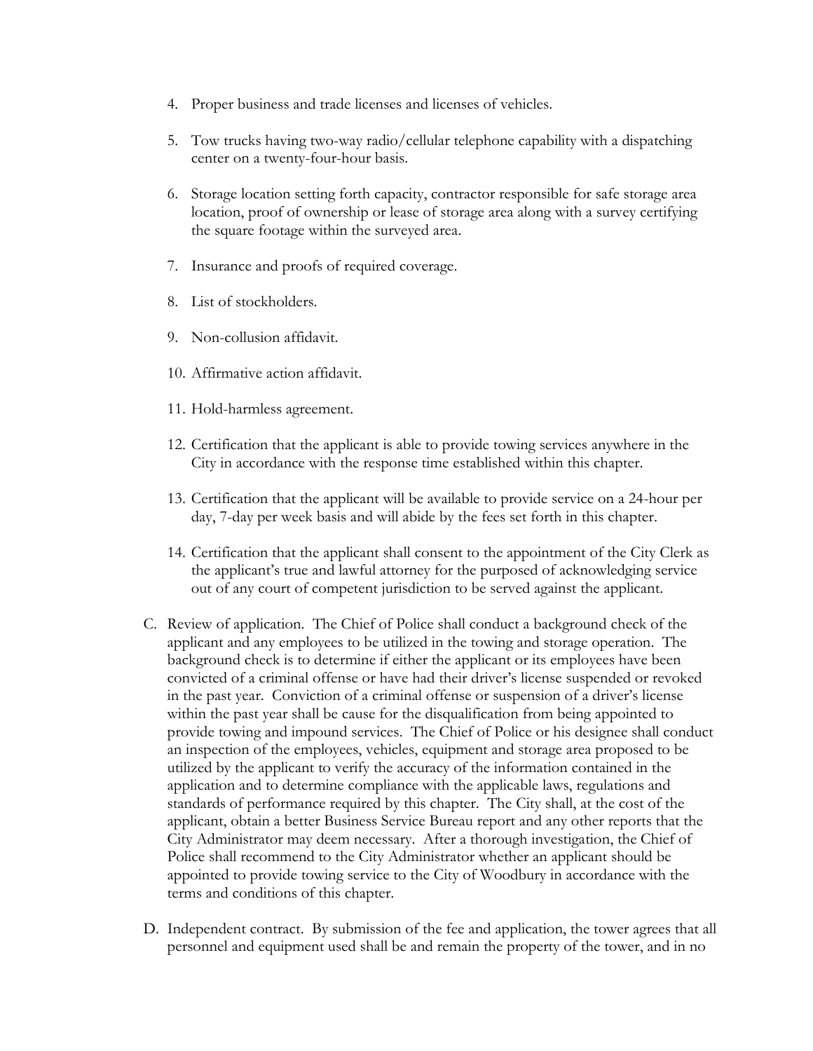4. Proper business and trade licenses and licenses of vehicles.

5. Tow trucks having two-way radio/cellular telephone capability with a dispatching center on a twenty-four-hour basis.

6. Storage location setting forth capacity, contractor responsible for safe storage area location, proof of ownership or lease of storage area along with a survey certifying the square footage within the surveyed area.

7. Insurance and proofs of required coverage.

8. List of stockholders.

9. Non-collusion affidavit.

10. Affirmative action affidavit.

11. Hold-harmless agreement.

12. Certification that the applicant is able to provide towing services anywhere in the City in accordance with the response time established within this chapter.

13. Certification that the applicant will be available to provide service on a 24-hour per day, 7-day per week basis and will abide by the fees set forth in this chapter.

14. Certification that the applicant shall consent to the appointment of the City Clerk as the applicant's true and lawful attorney for the purposed of acknowledging service out of any court of competent jurisdiction to be served against the applicant.

C. Review of application. The Chief of Police shall conduct a background check of the applicant and any employees to be utilized in the towing and storage operation. The background check is to determine if either the applicant or its employees have been convicted of a criminal offense or have had their driver's license suspended or revoked in the past year. Conviction of a criminal offense or suspension of a driver's license within the past year shall be cause for the disqualification from being appointed to provide towing and impound services. The Chief of Police or his designee shall conduct an inspection of the employees, vehicles, equipment and storage area proposed to be utilized by the applicant to verify the accuracy of the information contained in the application and to determine compliance with the applicable laws, regulations and standards of performance required by this chapter. The City shall, at the cost of the applicant, obtain a better Business Service Bureau report and any other reports that the City Administrator may deem necessary. After a thorough investigation, the Chief of Police shall recommend to the City Administrator whether an applicant should be appointed to provide towing service to the City of Woodbury in accordance with the terms and conditions of this chapter.

D. Independent contract. By submission of the fee and application, the tower agrees that all personnel and equipment used shall be and remain the property of the tower, and in no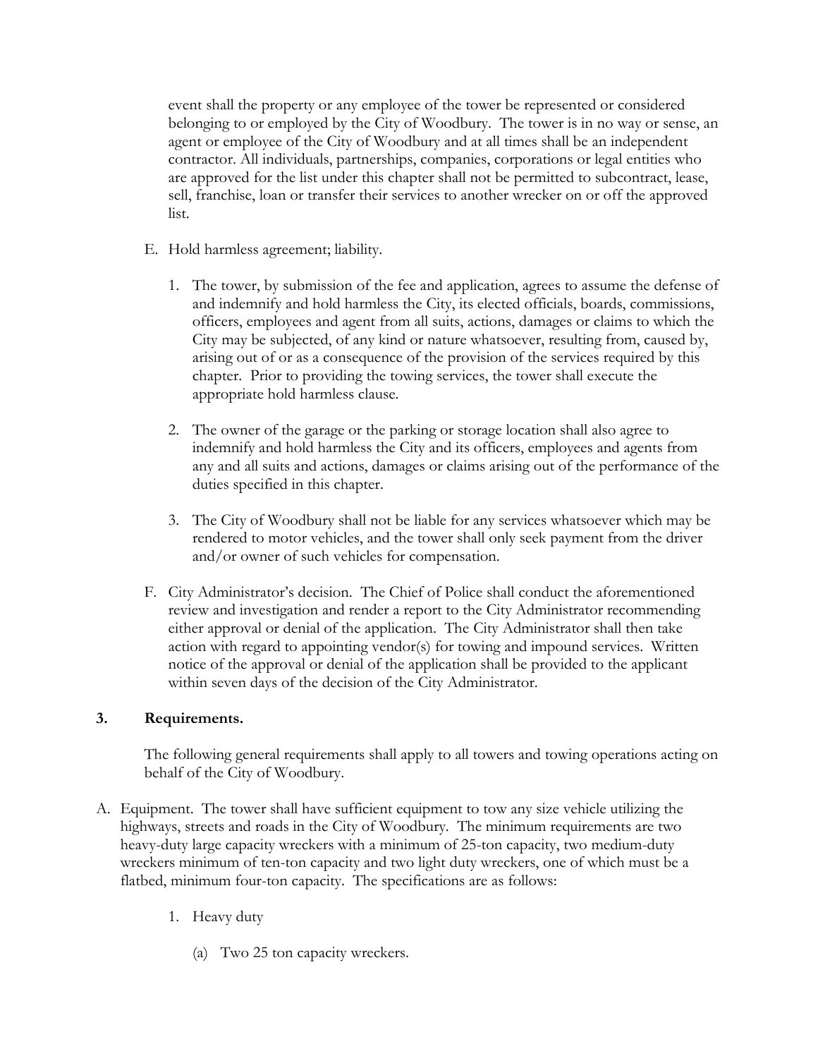event shall the property or any employee of the tower be represented or considered belonging to or employed by the City of Woodbury. The tower is in no way or sense, an agent or employee of the City of Woodbury and at all times shall be an independent contractor. All individuals, partnerships, companies, corporations or legal entities who are approved for the list under this chapter shall not be permitted to subcontract, lease, sell, franchise, loan or transfer their services to another wrecker on or off the approved list.

E. Hold harmless agreement; liability.

   1. The tower, by submission of the fee and application, agrees to assume the defense of and indemnify and hold harmless the City, its elected officials, boards, commissions, officers, employees and agent from all suits, actions, damages or claims to which the City may be subjected, of any kind or nature whatsoever, resulting from, caused by, arising out of or as a consequence of the provision of the services required by this chapter. Prior to providing the towing services, the tower shall execute the appropriate hold harmless clause.

   2. The owner of the garage or the parking or storage location shall also agree to indemnify and hold harmless the City and its officers, employees and agents from any and all suits and actions, damages or claims arising out of the performance of the duties specified in this chapter.

   3. The City of Woodbury shall not be liable for any services whatsoever which may be rendered to motor vehicles, and the tower shall only seek payment from the driver and/or owner of such vehicles for compensation.

F. City Administrator's decision. The Chief of Police shall conduct the aforementioned review and investigation and render a report to the City Administrator recommending either approval or denial of the application. The City Administrator shall then take action with regard to appointing vendor(s) for towing and impound services. Written notice of the approval or denial of the application shall be provided to the applicant within seven days of the decision of the City Administrator.

**3. Requirements.**

The following general requirements shall apply to all towers and towing operations acting on behalf of the City of Woodbury.

A. Equipment. The tower shall have sufficient equipment to tow any size vehicle utilizing the highways, streets and roads in the City of Woodbury. The minimum requirements are two heavy-duty large capacity wreckers with a minimum of 25-ton capacity, two medium-duty wreckers minimum of ten-ton capacity and two light duty wreckers, one of which must be a flatbed, minimum four-ton capacity. The specifications are as follows:

   1. Heavy duty

      (a) Two 25 ton capacity wreckers.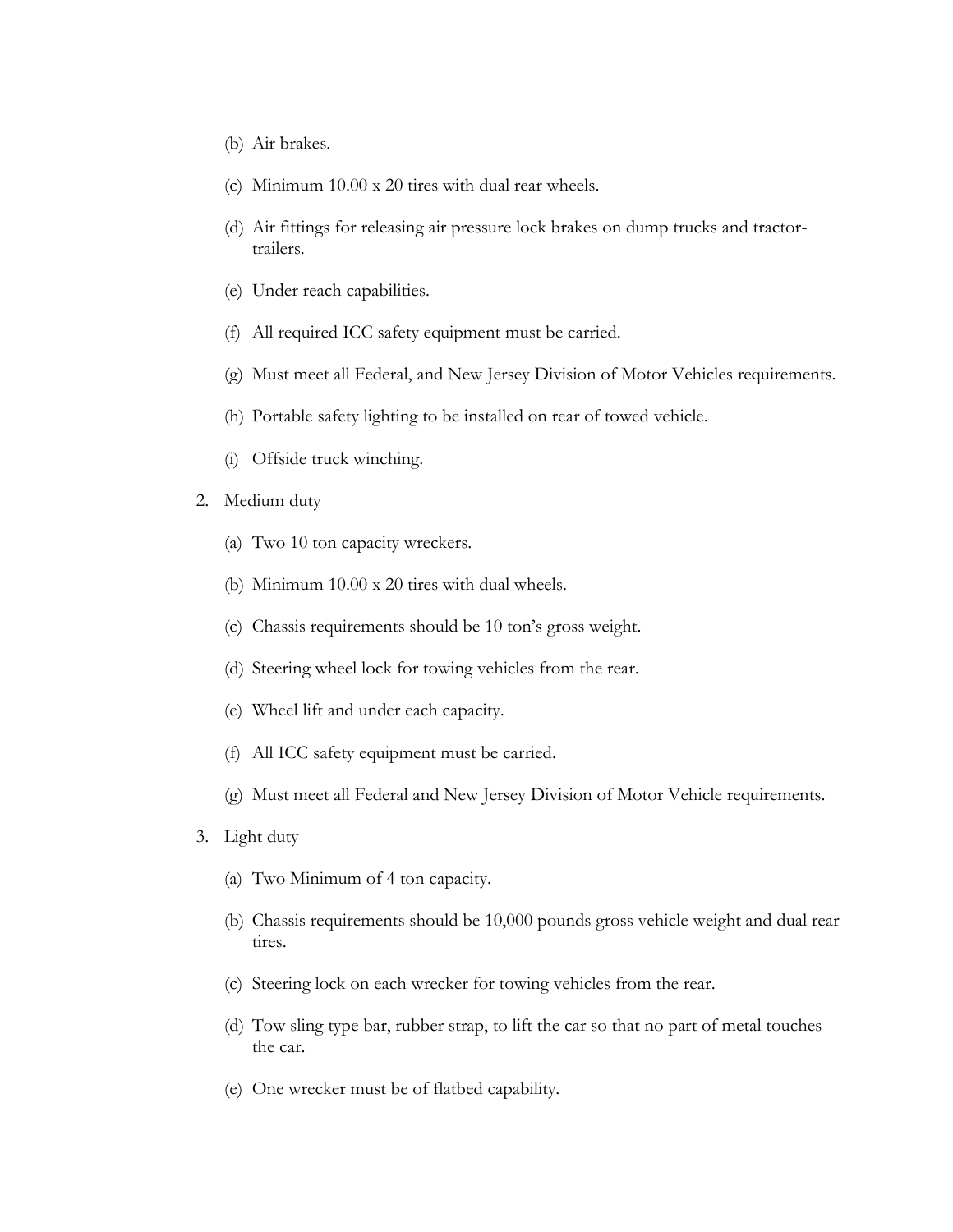(b) Air brakes.

(c) Minimum 10.00 x 20 tires with dual rear wheels.

(d) Air fittings for releasing air pressure lock brakes on dump trucks and tractor-trailers.

(e) Under reach capabilities.

(f) All required ICC safety equipment must be carried.

(g) Must meet all Federal, and New Jersey Division of Motor Vehicles requirements.

(h) Portable safety lighting to be installed on rear of towed vehicle.

(i) Offside truck winching.

2. Medium duty

   (a) Two 10 ton capacity wreckers.

   (b) Minimum 10.00 x 20 tires with dual wheels.

   (c) Chassis requirements should be 10 ton's gross weight.

   (d) Steering wheel lock for towing vehicles from the rear.

   (e) Wheel lift and under each capacity.

   (f) All ICC safety equipment must be carried.

   (g) Must meet all Federal and New Jersey Division of Motor Vehicle requirements.

3. Light duty

   (a) Two Minimum of 4 ton capacity.

   (b) Chassis requirements should be 10,000 pounds gross vehicle weight and dual rear tires.

   (c) Steering lock on each wrecker for towing vehicles from the rear.

   (d) Tow sling type bar, rubber strap, to lift the car so that no part of metal touches the car.

   (e) One wrecker must be of flatbed capability.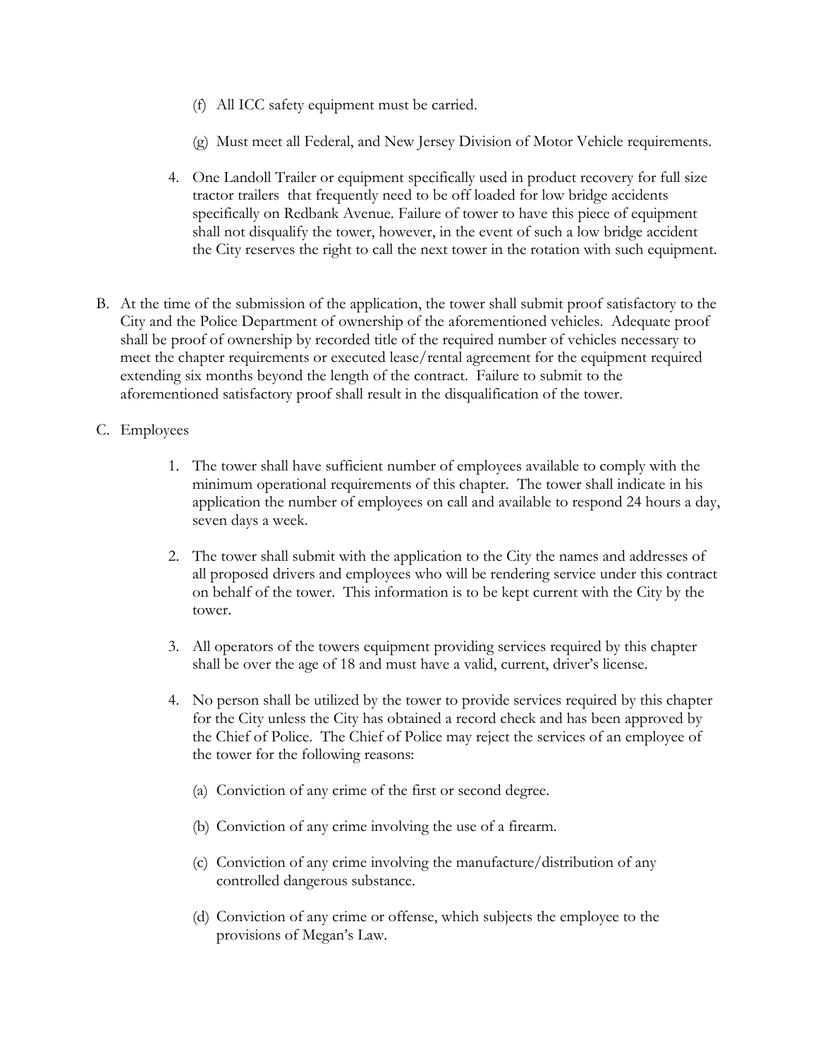(f) All ICC safety equipment must be carried.

(g) Must meet all Federal, and New Jersey Division of Motor Vehicle requirements.

4. One Landoll Trailer or equipment specifically used in product recovery for full size tractor trailers that frequently need to be off loaded for low bridge accidents specifically on Redbank Avenue. Failure of tower to have this piece of equipment shall not disqualify the tower, however, in the event of such a low bridge accident the City reserves the right to call the next tower in the rotation with such equipment.

B. At the time of the submission of the application, the tower shall submit proof satisfactory to the City and the Police Department of ownership of the aforementioned vehicles. Adequate proof shall be proof of ownership by recorded title of the required number of vehicles necessary to meet the chapter requirements or executed lease/rental agreement for the equipment required extending six months beyond the length of the contract. Failure to submit to the aforementioned satisfactory proof shall result in the disqualification of the tower.

C. Employees

1. The tower shall have sufficient number of employees available to comply with the minimum operational requirements of this chapter. The tower shall indicate in his application the number of employees on call and available to respond 24 hours a day, seven days a week.

2. The tower shall submit with the application to the City the names and addresses of all proposed drivers and employees who will be rendering service under this contract on behalf of the tower. This information is to be kept current with the City by the tower.

3. All operators of the towers equipment providing services required by this chapter shall be over the age of 18 and must have a valid, current, driver's license.

4. No person shall be utilized by the tower to provide services required by this chapter for the City unless the City has obtained a record check and has been approved by the Chief of Police. The Chief of Police may reject the services of an employee of the tower for the following reasons:

(a) Conviction of any crime of the first or second degree.

(b) Conviction of any crime involving the use of a firearm.

(c) Conviction of any crime involving the manufacture/distribution of any controlled dangerous substance.

(d) Conviction of any crime or offense, which subjects the employee to the provisions of Megan's Law.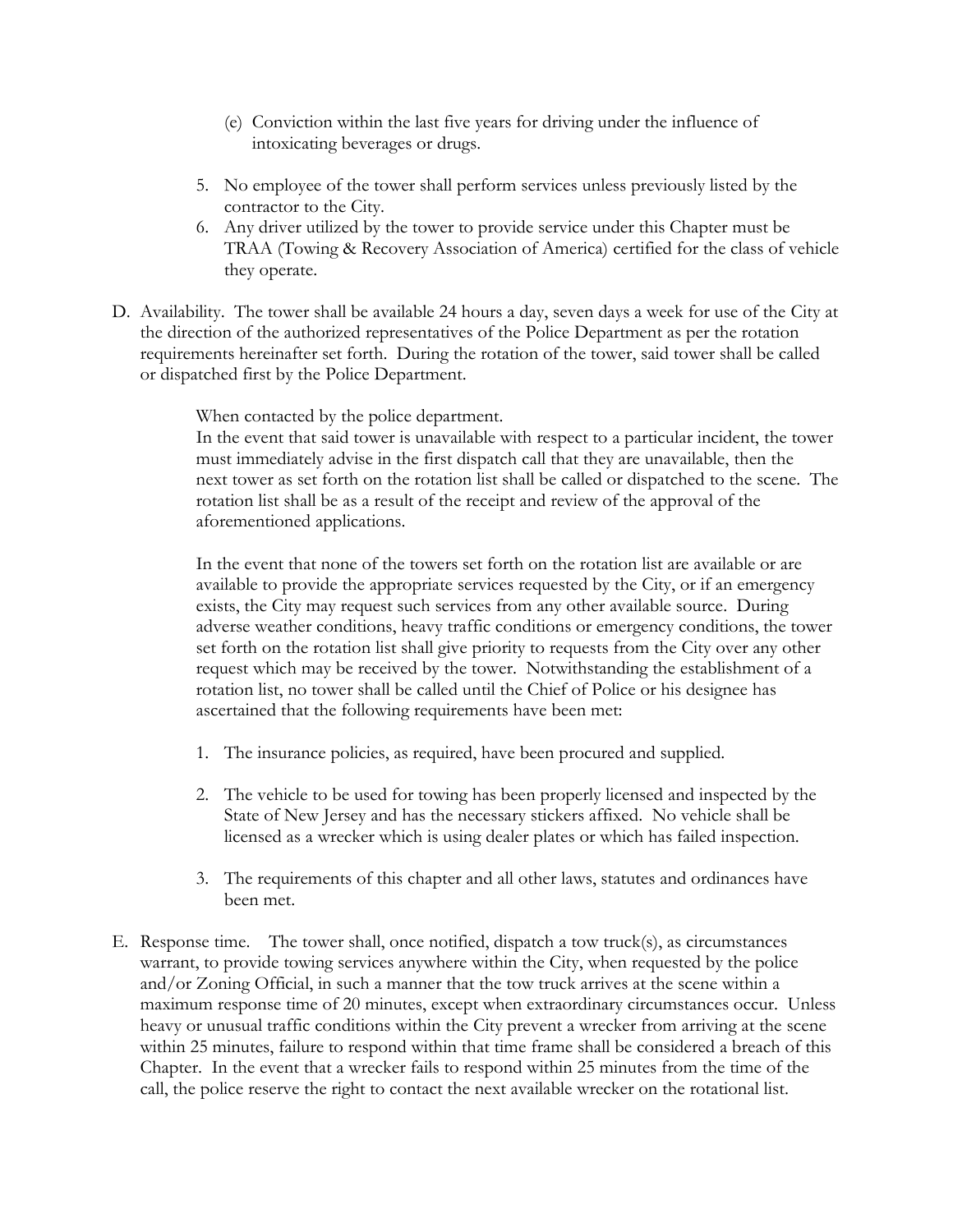(e) Conviction within the last five years for driving under the influence of intoxicating beverages or drugs.

5. No employee of the tower shall perform services unless previously listed by the contractor to the City.
6. Any driver utilized by the tower to provide service under this Chapter must be TRAA (Towing & Recovery Association of America) certified for the class of vehicle they operate.

D. Availability. The tower shall be available 24 hours a day, seven days a week for use of the City at the direction of the authorized representatives of the Police Department as per the rotation requirements hereinafter set forth. During the rotation of the tower, said tower shall be called or dispatched first by the Police Department.

When contacted by the police department.
In the event that said tower is unavailable with respect to a particular incident, the tower must immediately advise in the first dispatch call that they are unavailable, then the next tower as set forth on the rotation list shall be called or dispatched to the scene. The rotation list shall be as a result of the receipt and review of the approval of the aforementioned applications.

In the event that none of the towers set forth on the rotation list are available or are available to provide the appropriate services requested by the City, or if an emergency exists, the City may request such services from any other available source. During adverse weather conditions, heavy traffic conditions or emergency conditions, the tower set forth on the rotation list shall give priority to requests from the City over any other request which may be received by the tower. Notwithstanding the establishment of a rotation list, no tower shall be called until the Chief of Police or his designee has ascertained that the following requirements have been met:

1. The insurance policies, as required, have been procured and supplied.

2. The vehicle to be used for towing has been properly licensed and inspected by the State of New Jersey and has the necessary stickers affixed. No vehicle shall be licensed as a wrecker which is using dealer plates or which has failed inspection.

3. The requirements of this chapter and all other laws, statutes and ordinances have been met.

E. Response time. The tower shall, once notified, dispatch a tow truck(s), as circumstances warrant, to provide towing services anywhere within the City, when requested by the police and/or Zoning Official, in such a manner that the tow truck arrives at the scene within a maximum response time of 20 minutes, except when extraordinary circumstances occur. Unless heavy or unusual traffic conditions within the City prevent a wrecker from arriving at the scene within 25 minutes, failure to respond within that time frame shall be considered a breach of this Chapter. In the event that a wrecker fails to respond within 25 minutes from the time of the call, the police reserve the right to contact the next available wrecker on the rotational list.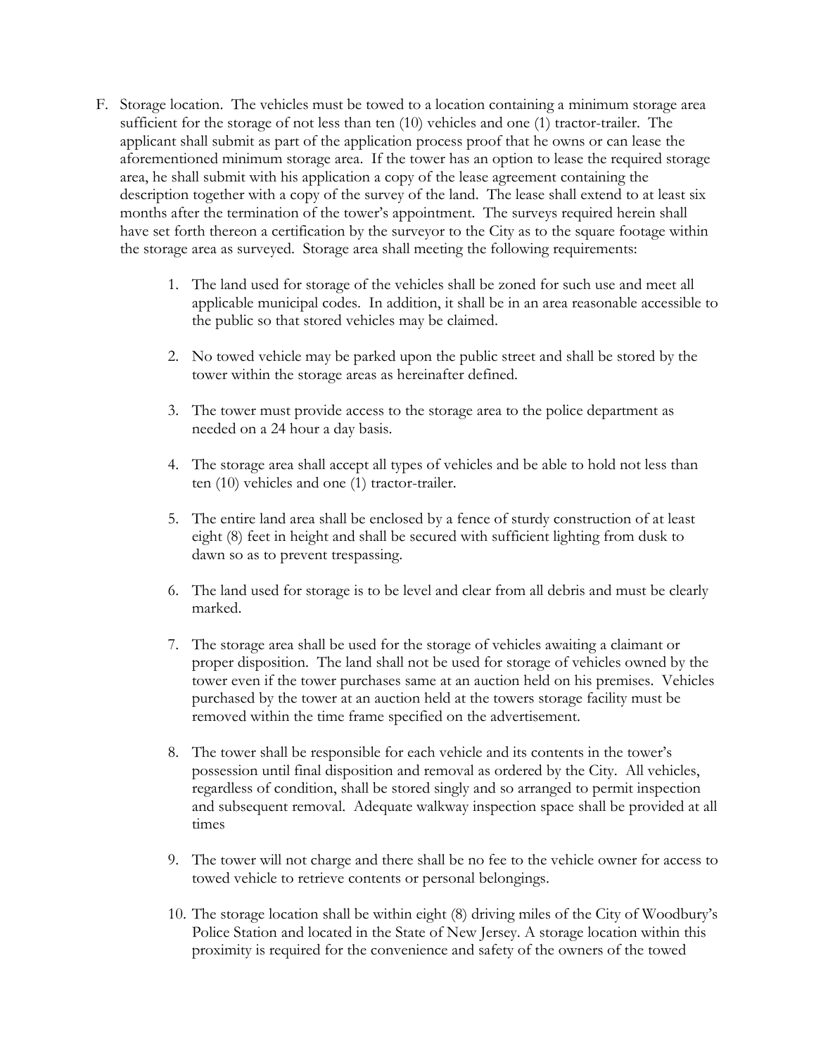F. Storage location. The vehicles must be towed to a location containing a minimum storage area sufficient for the storage of not less than ten (10) vehicles and one (1) tractor-trailer. The applicant shall submit as part of the application process proof that he owns or can lease the aforementioned minimum storage area. If the tower has an option to lease the required storage area, he shall submit with his application a copy of the lease agreement containing the description together with a copy of the survey of the land. The lease shall extend to at least six months after the termination of the tower's appointment. The surveys required herein shall have set forth thereon a certification by the surveyor to the City as to the square footage within the storage area as surveyed. Storage area shall meeting the following requirements:

1. The land used for storage of the vehicles shall be zoned for such use and meet all applicable municipal codes. In addition, it shall be in an area reasonable accessible to the public so that stored vehicles may be claimed.

2. No towed vehicle may be parked upon the public street and shall be stored by the tower within the storage areas as hereinafter defined.

3. The tower must provide access to the storage area to the police department as needed on a 24 hour a day basis.

4. The storage area shall accept all types of vehicles and be able to hold not less than ten (10) vehicles and one (1) tractor-trailer.

5. The entire land area shall be enclosed by a fence of sturdy construction of at least eight (8) feet in height and shall be secured with sufficient lighting from dusk to dawn so as to prevent trespassing.

6. The land used for storage is to be level and clear from all debris and must be clearly marked.

7. The storage area shall be used for the storage of vehicles awaiting a claimant or proper disposition. The land shall not be used for storage of vehicles owned by the tower even if the tower purchases same at an auction held on his premises. Vehicles purchased by the tower at an auction held at the towers storage facility must be removed within the time frame specified on the advertisement.

8. The tower shall be responsible for each vehicle and its contents in the tower's possession until final disposition and removal as ordered by the City. All vehicles, regardless of condition, shall be stored singly and so arranged to permit inspection and subsequent removal. Adequate walkway inspection space shall be provided at all times

9. The tower will not charge and there shall be no fee to the vehicle owner for access to towed vehicle to retrieve contents or personal belongings.

10. The storage location shall be within eight (8) driving miles of the City of Woodbury's Police Station and located in the State of New Jersey. A storage location within this proximity is required for the convenience and safety of the owners of the towed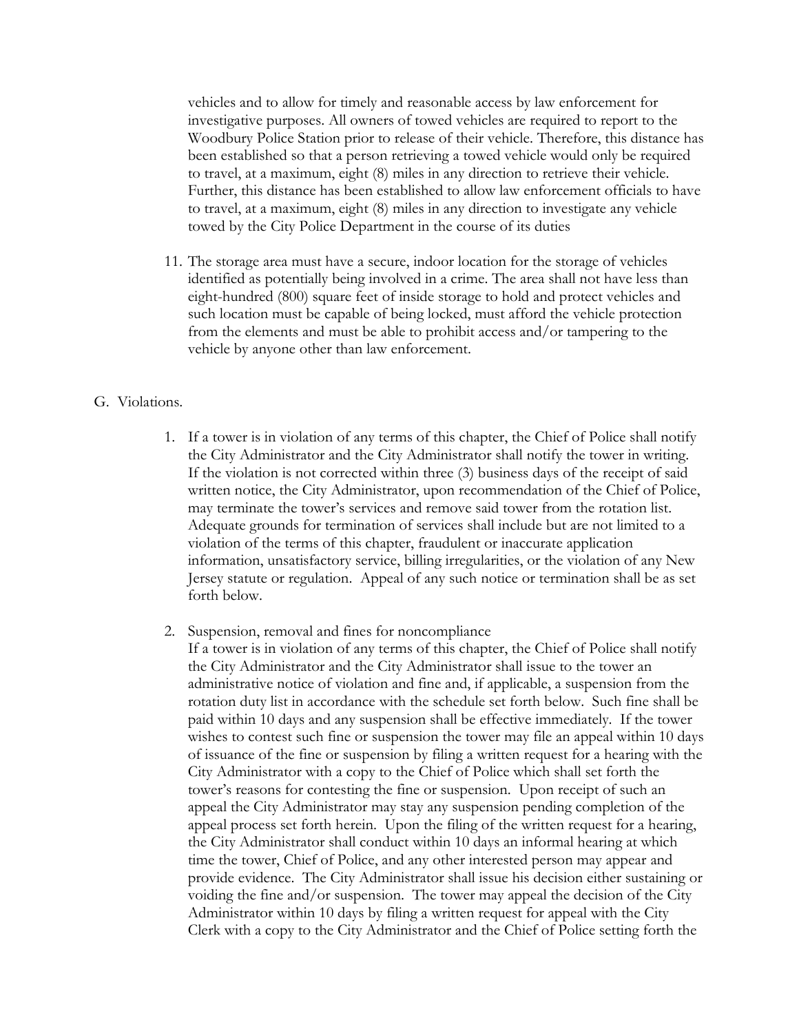vehicles and to allow for timely and reasonable access by law enforcement for investigative purposes. All owners of towed vehicles are required to report to the Woodbury Police Station prior to release of their vehicle. Therefore, this distance has been established so that a person retrieving a towed vehicle would only be required to travel, at a maximum, eight (8) miles in any direction to retrieve their vehicle. Further, this distance has been established to allow law enforcement officials to have to travel, at a maximum, eight (8) miles in any direction to investigate any vehicle towed by the City Police Department in the course of its duties

11. The storage area must have a secure, indoor location for the storage of vehicles identified as potentially being involved in a crime. The area shall not have less than eight-hundred (800) square feet of inside storage to hold and protect vehicles and such location must be capable of being locked, must afford the vehicle protection from the elements and must be able to prohibit access and/or tampering to the vehicle by anyone other than law enforcement.

G. Violations.

1. If a tower is in violation of any terms of this chapter, the Chief of Police shall notify the City Administrator and the City Administrator shall notify the tower in writing. If the violation is not corrected within three (3) business days of the receipt of said written notice, the City Administrator, upon recommendation of the Chief of Police, may terminate the tower's services and remove said tower from the rotation list. Adequate grounds for termination of services shall include but are not limited to a violation of the terms of this chapter, fraudulent or inaccurate application information, unsatisfactory service, billing irregularities, or the violation of any New Jersey statute or regulation. Appeal of any such notice or termination shall be as set forth below.

2. Suspension, removal and fines for noncompliance
If a tower is in violation of any terms of this chapter, the Chief of Police shall notify the City Administrator and the City Administrator shall issue to the tower an administrative notice of violation and fine and, if applicable, a suspension from the rotation duty list in accordance with the schedule set forth below. Such fine shall be paid within 10 days and any suspension shall be effective immediately. If the tower wishes to contest such fine or suspension the tower may file an appeal within 10 days of issuance of the fine or suspension by filing a written request for a hearing with the City Administrator with a copy to the Chief of Police which shall set forth the tower's reasons for contesting the fine or suspension. Upon receipt of such an appeal the City Administrator may stay any suspension pending completion of the appeal process set forth herein. Upon the filing of the written request for a hearing, the City Administrator shall conduct within 10 days an informal hearing at which time the tower, Chief of Police, and any other interested person may appear and provide evidence. The City Administrator shall issue his decision either sustaining or voiding the fine and/or suspension. The tower may appeal the decision of the City Administrator within 10 days by filing a written request for appeal with the City Clerk with a copy to the City Administrator and the Chief of Police setting forth the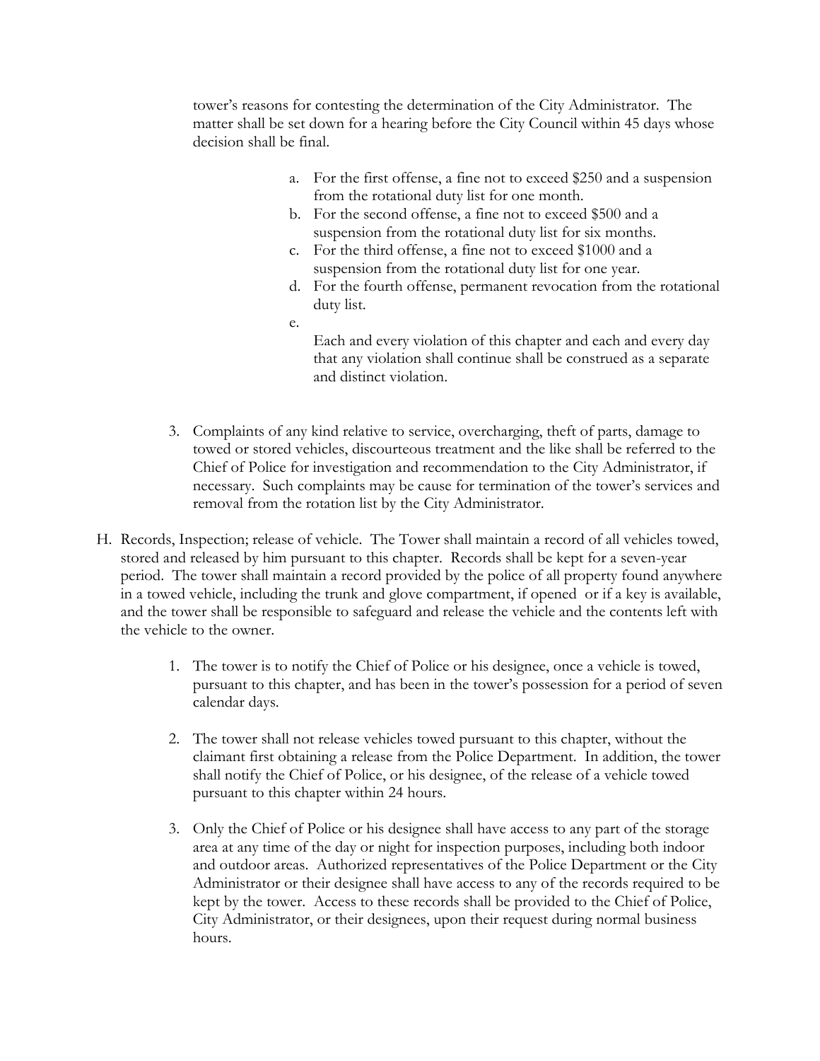tower's reasons for contesting the determination of the City Administrator. The matter shall be set down for a hearing before the City Council within 45 days whose decision shall be final.

a. For the first offense, a fine not to exceed $250 and a suspension from the rotational duty list for one month.
b. For the second offense, a fine not to exceed $500 and a suspension from the rotational duty list for six months.
c. For the third offense, a fine not to exceed $1000 and a suspension from the rotational duty list for one year.
d. For the fourth offense, permanent revocation from the rotational duty list.
e.

Each and every violation of this chapter and each and every day that any violation shall continue shall be construed as a separate and distinct violation.

3. Complaints of any kind relative to service, overcharging, theft of parts, damage to towed or stored vehicles, discourteous treatment and the like shall be referred to the Chief of Police for investigation and recommendation to the City Administrator, if necessary. Such complaints may be cause for termination of the tower's services and removal from the rotation list by the City Administrator.

H. Records, Inspection; release of vehicle. The Tower shall maintain a record of all vehicles towed, stored and released by him pursuant to this chapter. Records shall be kept for a seven-year period. The tower shall maintain a record provided by the police of all property found anywhere in a towed vehicle, including the trunk and glove compartment, if opened or if a key is available, and the tower shall be responsible to safeguard and release the vehicle and the contents left with the vehicle to the owner.

1. The tower is to notify the Chief of Police or his designee, once a vehicle is towed, pursuant to this chapter, and has been in the tower's possession for a period of seven calendar days.

2. The tower shall not release vehicles towed pursuant to this chapter, without the claimant first obtaining a release from the Police Department. In addition, the tower shall notify the Chief of Police, or his designee, of the release of a vehicle towed pursuant to this chapter within 24 hours.

3. Only the Chief of Police or his designee shall have access to any part of the storage area at any time of the day or night for inspection purposes, including both indoor and outdoor areas. Authorized representatives of the Police Department or the City Administrator or their designee shall have access to any of the records required to be kept by the tower. Access to these records shall be provided to the Chief of Police, City Administrator, or their designees, upon their request during normal business hours.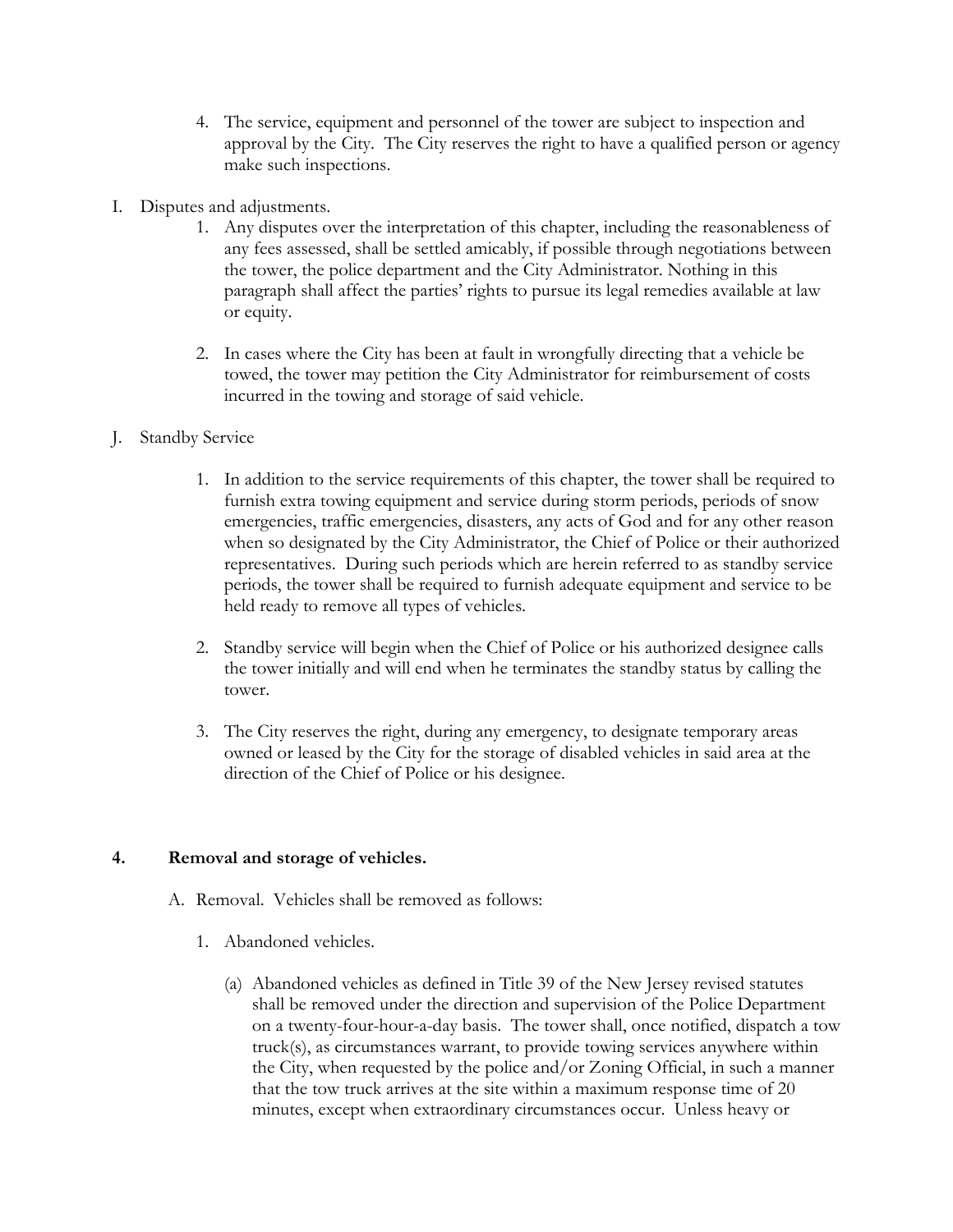4. The service, equipment and personnel of the tower are subject to inspection and approval by the City. The City reserves the right to have a qualified person or agency make such inspections.

I. Disputes and adjustments.

1. Any disputes over the interpretation of this chapter, including the reasonableness of any fees assessed, shall be settled amicably, if possible through negotiations between the tower, the police department and the City Administrator. Nothing in this paragraph shall affect the parties' rights to pursue its legal remedies available at law or equity.

2. In cases where the City has been at fault in wrongfully directing that a vehicle be towed, the tower may petition the City Administrator for reimbursement of costs incurred in the towing and storage of said vehicle.

J. Standby Service

1. In addition to the service requirements of this chapter, the tower shall be required to furnish extra towing equipment and service during storm periods, periods of snow emergencies, traffic emergencies, disasters, any acts of God and for any other reason when so designated by the City Administrator, the Chief of Police or their authorized representatives. During such periods which are herein referred to as standby service periods, the tower shall be required to furnish adequate equipment and service to be held ready to remove all types of vehicles.

2. Standby service will begin when the Chief of Police or his authorized designee calls the tower initially and will end when he terminates the standby status by calling the tower.

3. The City reserves the right, during any emergency, to designate temporary areas owned or leased by the City for the storage of disabled vehicles in said area at the direction of the Chief of Police or his designee.

**4. Removal and storage of vehicles.**

A. Removal. Vehicles shall be removed as follows:

1. Abandoned vehicles.

(a) Abandoned vehicles as defined in Title 39 of the New Jersey revised statutes shall be removed under the direction and supervision of the Police Department on a twenty-four-hour-a-day basis. The tower shall, once notified, dispatch a tow truck(s), as circumstances warrant, to provide towing services anywhere within the City, when requested by the police and/or Zoning Official, in such a manner that the tow truck arrives at the site within a maximum response time of 20 minutes, except when extraordinary circumstances occur. Unless heavy or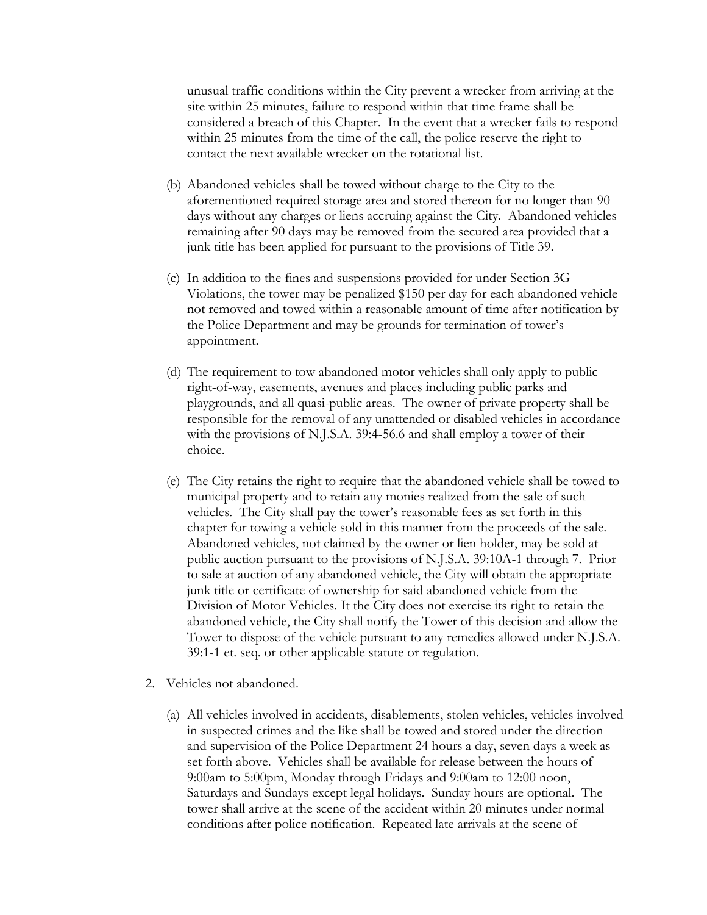unusual traffic conditions within the City prevent a wrecker from arriving at the site within 25 minutes, failure to respond within that time frame shall be considered a breach of this Chapter. In the event that a wrecker fails to respond within 25 minutes from the time of the call, the police reserve the right to contact the next available wrecker on the rotational list.

(b) Abandoned vehicles shall be towed without charge to the City to the aforementioned required storage area and stored thereon for no longer than 90 days without any charges or liens accruing against the City. Abandoned vehicles remaining after 90 days may be removed from the secured area provided that a junk title has been applied for pursuant to the provisions of Title 39.

(c) In addition to the fines and suspensions provided for under Section 3G Violations, the tower may be penalized $150 per day for each abandoned vehicle not removed and towed within a reasonable amount of time after notification by the Police Department and may be grounds for termination of tower's appointment.

(d) The requirement to tow abandoned motor vehicles shall only apply to public right-of-way, easements, avenues and places including public parks and playgrounds, and all quasi-public areas. The owner of private property shall be responsible for the removal of any unattended or disabled vehicles in accordance with the provisions of N.J.S.A. 39:4-56.6 and shall employ a tower of their choice.

(e) The City retains the right to require that the abandoned vehicle shall be towed to municipal property and to retain any monies realized from the sale of such vehicles. The City shall pay the tower's reasonable fees as set forth in this chapter for towing a vehicle sold in this manner from the proceeds of the sale. Abandoned vehicles, not claimed by the owner or lien holder, may be sold at public auction pursuant to the provisions of N.J.S.A. 39:10A-1 through 7. Prior to sale at auction of any abandoned vehicle, the City will obtain the appropriate junk title or certificate of ownership for said abandoned vehicle from the Division of Motor Vehicles. It the City does not exercise its right to retain the abandoned vehicle, the City shall notify the Tower of this decision and allow the Tower to dispose of the vehicle pursuant to any remedies allowed under N.J.S.A. 39:1-1 et. seq. or other applicable statute or regulation.

2. Vehicles not abandoned.

   (a) All vehicles involved in accidents, disablements, stolen vehicles, vehicles involved in suspected crimes and the like shall be towed and stored under the direction and supervision of the Police Department 24 hours a day, seven days a week as set forth above. Vehicles shall be available for release between the hours of 9:00am to 5:00pm, Monday through Fridays and 9:00am to 12:00 noon, Saturdays and Sundays except legal holidays. Sunday hours are optional. The tower shall arrive at the scene of the accident within 20 minutes under normal conditions after police notification. Repeated late arrivals at the scene of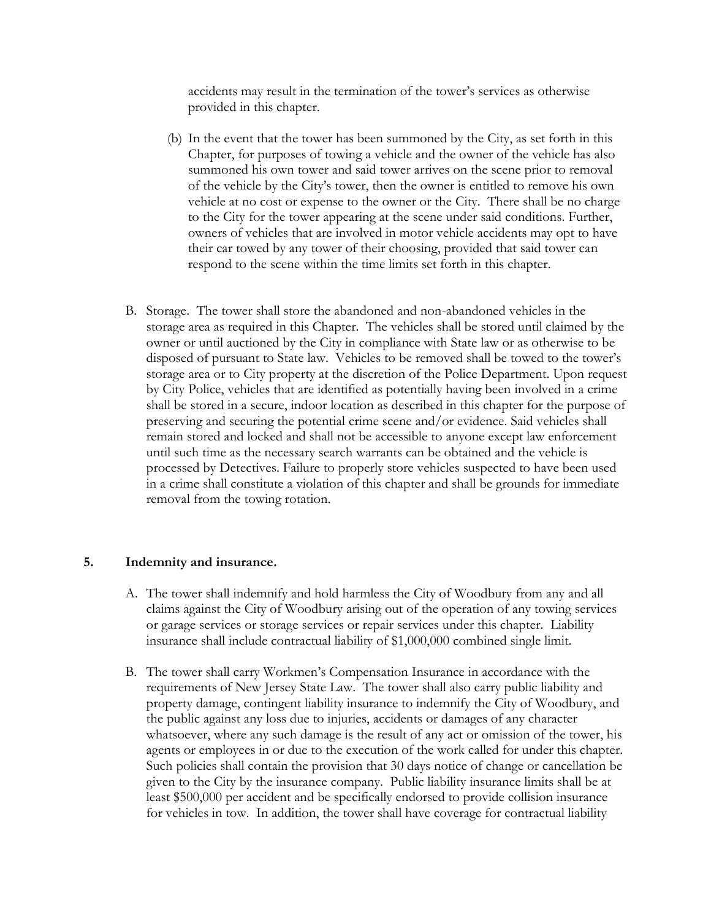accidents may result in the termination of the tower's services as otherwise provided in this chapter.

(b) In the event that the tower has been summoned by the City, as set forth in this Chapter, for purposes of towing a vehicle and the owner of the vehicle has also summoned his own tower and said tower arrives on the scene prior to removal of the vehicle by the City's tower, then the owner is entitled to remove his own vehicle at no cost or expense to the owner or the City. There shall be no charge to the City for the tower appearing at the scene under said conditions. Further, owners of vehicles that are involved in motor vehicle accidents may opt to have their car towed by any tower of their choosing, provided that said tower can respond to the scene within the time limits set forth in this chapter.

B. Storage. The tower shall store the abandoned and non-abandoned vehicles in the storage area as required in this Chapter. The vehicles shall be stored until claimed by the owner or until auctioned by the City in compliance with State law or as otherwise to be disposed of pursuant to State law. Vehicles to be removed shall be towed to the tower's storage area or to City property at the discretion of the Police Department. Upon request by City Police, vehicles that are identified as potentially having been involved in a crime shall be stored in a secure, indoor location as described in this chapter for the purpose of preserving and securing the potential crime scene and/or evidence. Said vehicles shall remain stored and locked and shall not be accessible to anyone except law enforcement until such time as the necessary search warrants can be obtained and the vehicle is processed by Detectives. Failure to properly store vehicles suspected to have been used in a crime shall constitute a violation of this chapter and shall be grounds for immediate removal from the towing rotation.

**5. Indemnity and insurance.**

A. The tower shall indemnify and hold harmless the City of Woodbury from any and all claims against the City of Woodbury arising out of the operation of any towing services or garage services or storage services or repair services under this chapter. Liability insurance shall include contractual liability of $1,000,000 combined single limit.

B. The tower shall carry Workmen's Compensation Insurance in accordance with the requirements of New Jersey State Law. The tower shall also carry public liability and property damage, contingent liability insurance to indemnify the City of Woodbury, and the public against any loss due to injuries, accidents or damages of any character whatsoever, where any such damage is the result of any act or omission of the tower, his agents or employees in or due to the execution of the work called for under this chapter. Such policies shall contain the provision that 30 days notice of change or cancellation be given to the City by the insurance company. Public liability insurance limits shall be at least $500,000 per accident and be specifically endorsed to provide collision insurance for vehicles in tow. In addition, the tower shall have coverage for contractual liability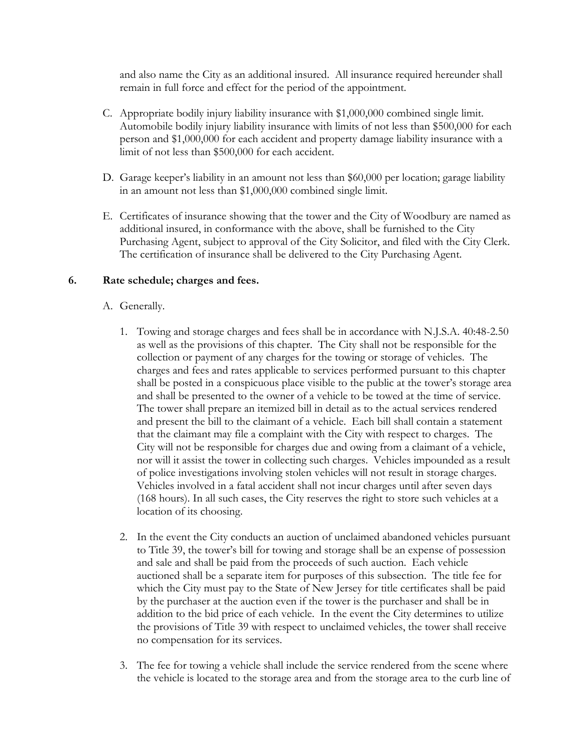and also name the City as an additional insured. All insurance required hereunder shall remain in full force and effect for the period of the appointment.

C. Appropriate bodily injury liability insurance with $1,000,000 combined single limit. Automobile bodily injury liability insurance with limits of not less than $500,000 for each person and $1,000,000 for each accident and property damage liability insurance with a limit of not less than $500,000 for each accident.

D. Garage keeper's liability in an amount not less than $60,000 per location; garage liability in an amount not less than $1,000,000 combined single limit.

E. Certificates of insurance showing that the tower and the City of Woodbury are named as additional insured, in conformance with the above, shall be furnished to the City Purchasing Agent, subject to approval of the City Solicitor, and filed with the City Clerk. The certification of insurance shall be delivered to the City Purchasing Agent.

**6. Rate schedule; charges and fees.**

A. Generally.

1. Towing and storage charges and fees shall be in accordance with N.J.S.A. 40:48-2.50 as well as the provisions of this chapter. The City shall not be responsible for the collection or payment of any charges for the towing or storage of vehicles. The charges and fees and rates applicable to services performed pursuant to this chapter shall be posted in a conspicuous place visible to the public at the tower's storage area and shall be presented to the owner of a vehicle to be towed at the time of service. The tower shall prepare an itemized bill in detail as to the actual services rendered and present the bill to the claimant of a vehicle. Each bill shall contain a statement that the claimant may file a complaint with the City with respect to charges. The City will not be responsible for charges due and owing from a claimant of a vehicle, nor will it assist the tower in collecting such charges. Vehicles impounded as a result of police investigations involving stolen vehicles will not result in storage charges. Vehicles involved in a fatal accident shall not incur charges until after seven days (168 hours). In all such cases, the City reserves the right to store such vehicles at a location of its choosing.

2. In the event the City conducts an auction of unclaimed abandoned vehicles pursuant to Title 39, the tower's bill for towing and storage shall be an expense of possession and sale and shall be paid from the proceeds of such auction. Each vehicle auctioned shall be a separate item for purposes of this subsection. The title fee for which the City must pay to the State of New Jersey for title certificates shall be paid by the purchaser at the auction even if the tower is the purchaser and shall be in addition to the bid price of each vehicle. In the event the City determines to utilize the provisions of Title 39 with respect to unclaimed vehicles, the tower shall receive no compensation for its services.

3. The fee for towing a vehicle shall include the service rendered from the scene where the vehicle is located to the storage area and from the storage area to the curb line of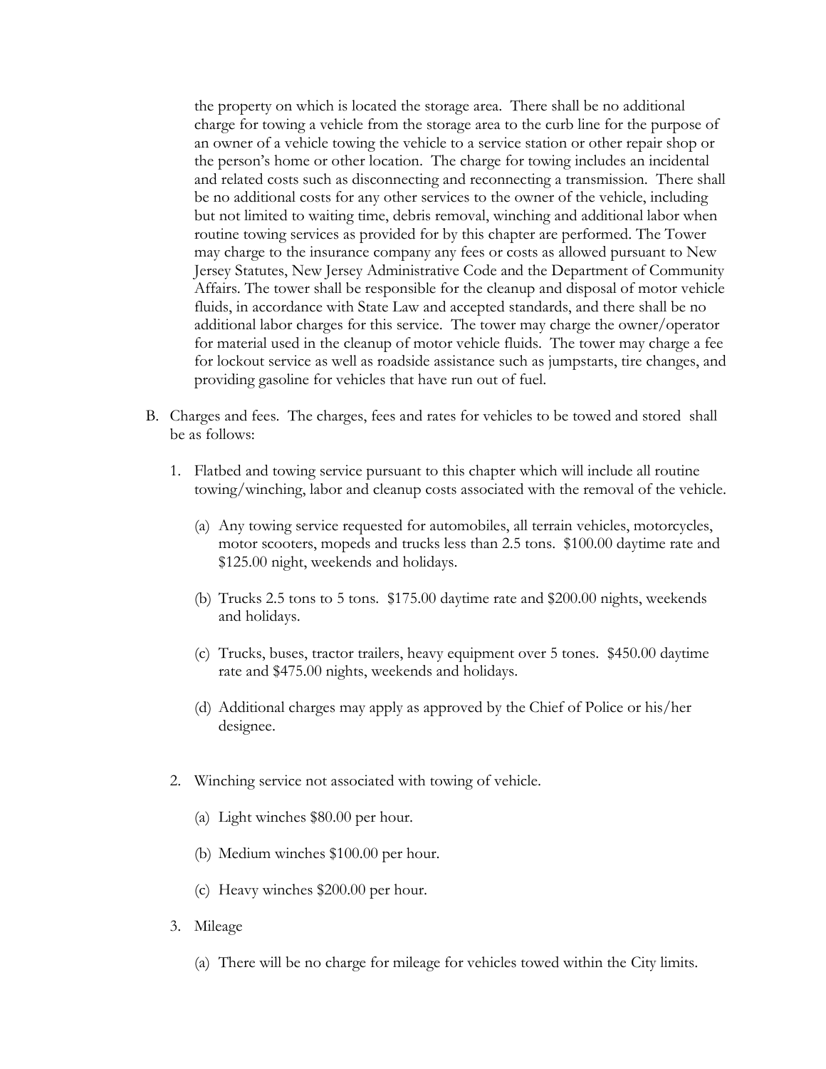the property on which is located the storage area. There shall be no additional charge for towing a vehicle from the storage area to the curb line for the purpose of an owner of a vehicle towing the vehicle to a service station or other repair shop or the person's home or other location. The charge for towing includes an incidental and related costs such as disconnecting and reconnecting a transmission. There shall be no additional costs for any other services to the owner of the vehicle, including but not limited to waiting time, debris removal, winching and additional labor when routine towing services as provided for by this chapter are performed. The Tower may charge to the insurance company any fees or costs as allowed pursuant to New Jersey Statutes, New Jersey Administrative Code and the Department of Community Affairs. The tower shall be responsible for the cleanup and disposal of motor vehicle fluids, in accordance with State Law and accepted standards, and there shall be no additional labor charges for this service. The tower may charge the owner/operator for material used in the cleanup of motor vehicle fluids. The tower may charge a fee for lockout service as well as roadside assistance such as jumpstarts, tire changes, and providing gasoline for vehicles that have run out of fuel.

B. Charges and fees. The charges, fees and rates for vehicles to be towed and stored shall be as follows:

   1. Flatbed and towing service pursuant to this chapter which will include all routine towing/winching, labor and cleanup costs associated with the removal of the vehicle.

      (a) Any towing service requested for automobiles, all terrain vehicles, motorcycles, motor scooters, mopeds and trucks less than 2.5 tons. $100.00 daytime rate and $125.00 night, weekends and holidays.

      (b) Trucks 2.5 tons to 5 tons. $175.00 daytime rate and $200.00 nights, weekends and holidays.

      (c) Trucks, buses, tractor trailers, heavy equipment over 5 tones. $450.00 daytime rate and $475.00 nights, weekends and holidays.

      (d) Additional charges may apply as approved by the Chief of Police or his/her designee.

   2. Winching service not associated with towing of vehicle.

      (a) Light winches $80.00 per hour.

      (b) Medium winches $100.00 per hour.

      (c) Heavy winches $200.00 per hour.

   3. Mileage

      (a) There will be no charge for mileage for vehicles towed within the City limits.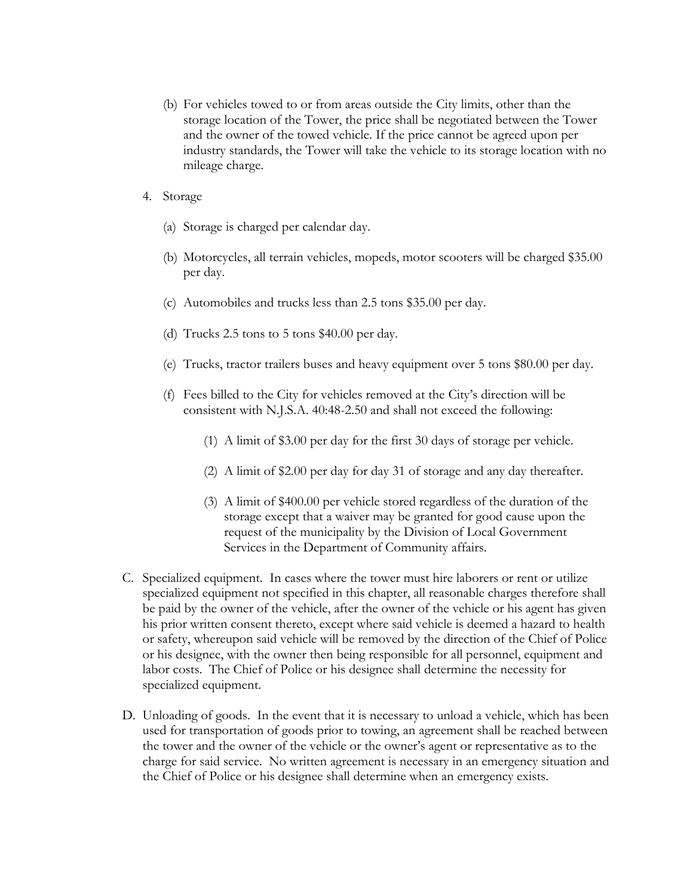(b) For vehicles towed to or from areas outside the City limits, other than the storage location of the Tower, the price shall be negotiated between the Tower and the owner of the towed vehicle. If the price cannot be agreed upon per industry standards, the Tower will take the vehicle to its storage location with no mileage charge.

4. Storage

   (a) Storage is charged per calendar day.

   (b) Motorcycles, all terrain vehicles, mopeds, motor scooters will be charged $35.00 per day.

   (c) Automobiles and trucks less than 2.5 tons $35.00 per day.

   (d) Trucks 2.5 tons to 5 tons $40.00 per day.

   (e) Trucks, tractor trailers buses and heavy equipment over 5 tons $80.00 per day.

   (f) Fees billed to the City for vehicles removed at the City's direction will be consistent with N.J.S.A. 40:48-2.50 and shall not exceed the following:

      (1) A limit of $3.00 per day for the first 30 days of storage per vehicle.

      (2) A limit of $2.00 per day for day 31 of storage and any day thereafter.

      (3) A limit of $400.00 per vehicle stored regardless of the duration of the storage except that a waiver may be granted for good cause upon the request of the municipality by the Division of Local Government Services in the Department of Community affairs.

C. Specialized equipment. In cases where the tower must hire laborers or rent or utilize specialized equipment not specified in this chapter, all reasonable charges therefore shall be paid by the owner of the vehicle, after the owner of the vehicle or his agent has given his prior written consent thereto, except where said vehicle is deemed a hazard to health or safety, whereupon said vehicle will be removed by the direction of the Chief of Police or his designee, with the owner then being responsible for all personnel, equipment and labor costs. The Chief of Police or his designee shall determine the necessity for specialized equipment.

D. Unloading of goods. In the event that it is necessary to unload a vehicle, which has been used for transportation of goods prior to towing, an agreement shall be reached between the tower and the owner of the vehicle or the owner's agent or representative as to the charge for said service. No written agreement is necessary in an emergency situation and the Chief of Police or his designee shall determine when an emergency exists.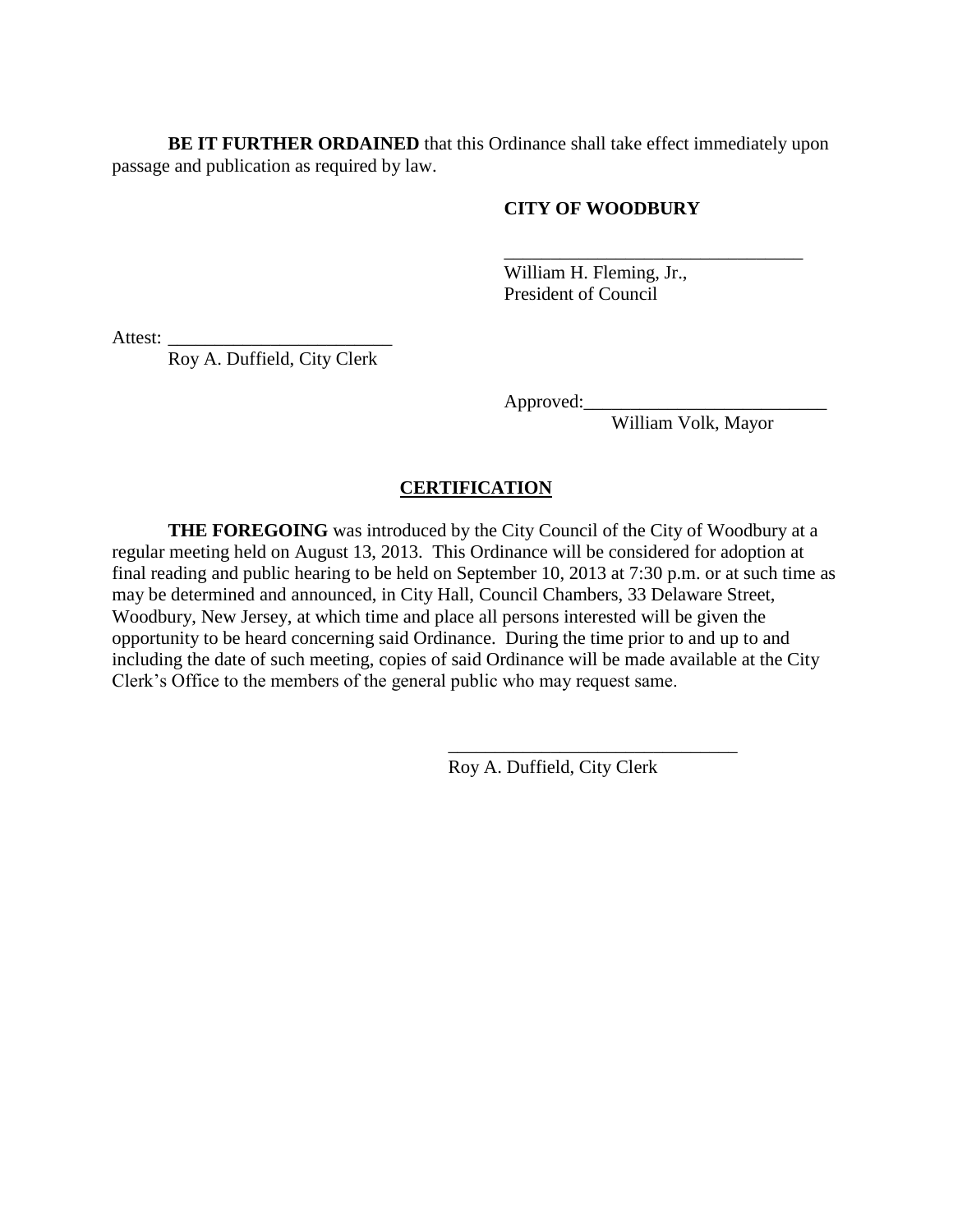**BE IT FURTHER ORDAINED** that this Ordinance shall take effect immediately upon passage and publication as required by law.

**CITY OF WOODBURY**

\_\_\_\_\_\_\_\_\_\_\_\_\_\_\_\_\_\_\_\_\_\_\_\_\_\_\_\_\_\_\_\_
William H. Fleming, Jr.,
President of Council

Attest: \_\_\_\_\_\_\_\_\_\_\_\_\_\_\_\_\_\_\_\_\_\_\_\_
Roy A. Duffield, City Clerk

Approved:\_\_\_\_\_\_\_\_\_\_\_\_\_\_\_\_\_\_\_\_\_\_\_\_\_\_
William Volk, Mayor

## CERTIFICATION

**THE FOREGOING** was introduced by the City Council of the City of Woodbury at a regular meeting held on August 13, 2013. This Ordinance will be considered for adoption at final reading and public hearing to be held on September 10, 2013 at 7:30 p.m. or at such time as may be determined and announced, in City Hall, Council Chambers, 33 Delaware Street, Woodbury, New Jersey, at which time and place all persons interested will be given the opportunity to be heard concerning said Ordinance. During the time prior to and up to and including the date of such meeting, copies of said Ordinance will be made available at the City Clerk's Office to the members of the general public who may request same.

\_\_\_\_\_\_\_\_\_\_\_\_\_\_\_\_\_\_\_\_\_\_\_\_\_\_\_\_\_\_\_
Roy A. Duffield, City Clerk